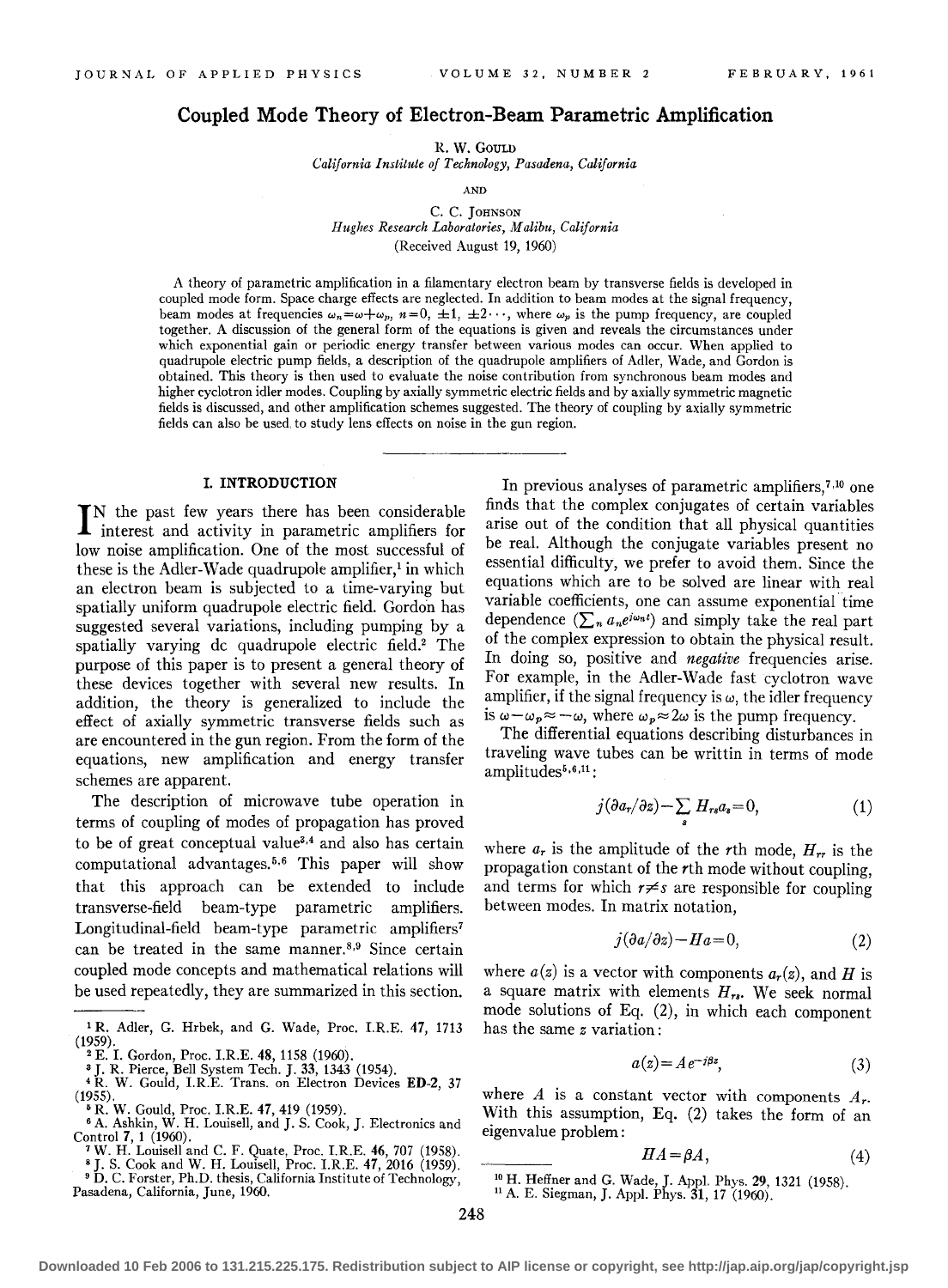# Coupled Mode Theory of Electron-Beam Parametric Amplification

R. W. Gould
*California Institute of Technology, Pasadena, California*

AND

C. C. Johnson
*Hughes Research Laboratories, Malibu, California*

(Received August 19, 1960)

A theory of parametric amplification in a filamentary electron beam by transverse fields is developed in coupled mode form. Space charge effects are neglected. In addition to beam modes at the signal frequency, beam modes at frequencies $\omega_n = \omega + \omega_p$, $n = 0, \pm 1, \pm 2 \cdots$, where $\omega_p$ is the pump frequency, are coupled together. A discussion of the general form of the equations is given and reveals the circumstances under which exponential gain or periodic energy transfer between various modes can occur. When applied to quadrupole electric pump fields, a description of the quadrupole amplifiers of Adler, Wade, and Gordon is obtained. This theory is then used to evaluate the noise contribution from synchronous beam modes and higher cyclotron idler modes. Coupling by axially symmetric electric fields and by axially symmetric magnetic fields is discussed, and other amplification schemes suggested. The theory of coupling by axially symmetric fields can also be used to study lens effects on noise in the gun region.

## I. INTRODUCTION

In the past few years there has been considerable interest and activity in parametric amplifiers for low noise amplification. One of the most successful of these is the Adler-Wade quadrupole amplifier,[1] in which an electron beam is subjected to a time-varying but spatially uniform quadrupole electric field. Gordon has suggested several variations, including pumping by a spatially varying dc quadrupole electric field.[2] The purpose of this paper is to present a general theory of these devices together with several new results. In addition, the theory is generalized to include the effect of axially symmetric transverse fields such as are encountered in the gun region. From the form of the equations, new amplification and energy transfer schemes are apparent.

The description of microwave tube operation in terms of coupling of modes of propagation has proved to be of great conceptual value[3,4] and also has certain computational advantages.[5,6] This paper will show that this approach can be extended to include transverse-field beam-type parametric amplifiers. Longitudinal-field beam-type parametric amplifiers[7] can be treated in the same manner.[8,9] Since certain coupled mode concepts and mathematical relations will be used repeatedly, they are summarized in this section.

In previous analyses of parametric amplifiers,[7,10] one finds that the complex conjugates of certain variables arise out of the condition that all physical quantities be real. Although the conjugate variables present no essential difficulty, we prefer to avoid them. Since the equations which are to be solved are linear with real variable coefficients, one can assume exponential time dependence ($\sum_n a_n e^{i\omega_n t}$) and simply take the real part of the complex expression to obtain the physical result. In doing so, positive and *negative* frequencies arise. For example, in the Adler-Wade fast cyclotron wave amplifier, if the signal frequency is $\omega$, the idler frequency is $\omega - \omega_p \approx -\omega$, where $\omega_p \approx 2\omega$ is the pump frequency.

The differential equations describing disturbances in traveling wave tubes can be writtin in terms of mode amplitudes[5,6,11]:

$$j(\partial a_r/\partial z) - \sum_s H_{rs} a_s = 0, \tag{1}$$

where $a_r$ is the amplitude of the $r$th mode, $H_{rr}$ is the propagation constant of the $r$th mode without coupling, and terms for which $r \neq s$ are responsible for coupling between modes. In matrix notation,

$$j(\partial a/\partial z) - Ha = 0, \tag{2}$$

where $a(z)$ is a vector with components $a_r(z)$, and $H$ is a square matrix with elements $H_{rs}$. We seek normal mode solutions of Eq. (2), in which each component has the same $z$ variation:

$$a(z) = Ae^{-j\beta z}, \tag{3}$$

where $A$ is a constant vector with components $A_r$. With this assumption, Eq. (2) takes the form of an eigenvalue problem:

$$HA = \beta A, \tag{4}$$

---

[1] R. Adler, G. Hrbek, and G. Wade, Proc. I.R.E. 47, 1713 (1959).

[2] E. I. Gordon, Proc. I.R.E. 48, 1158 (1960).

[3] J. R. Pierce, Bell System Tech. J. 33, 1343 (1954).

[4] R. W. Gould, I.R.E. Trans. on Electron Devices ED-2, 37 (1955).

[5] R. W. Gould, Proc. I.R.E. 47, 419 (1959).

[6] A. Ashkin, W. H. Louisell, and J. S. Cook, J. Electronics and Control 7, 1 (1960).

[7] W. H. Louisell and C. F. Quate, Proc. I.R.E. 46, 707 (1958).

[8] J. S. Cook and W. H. Louisell, Proc. I.R.E. 47, 2016 (1959).

[9] D. C. Forster, Ph.D. thesis, California Institute of Technology, Pasadena, California, June, 1960.

[10] H. Heffner and G. Wade, J. Appl. Phys. 29, 1321 (1958).

[11] A. E. Siegman, J. Appl. Phys. 31, 17 (1960).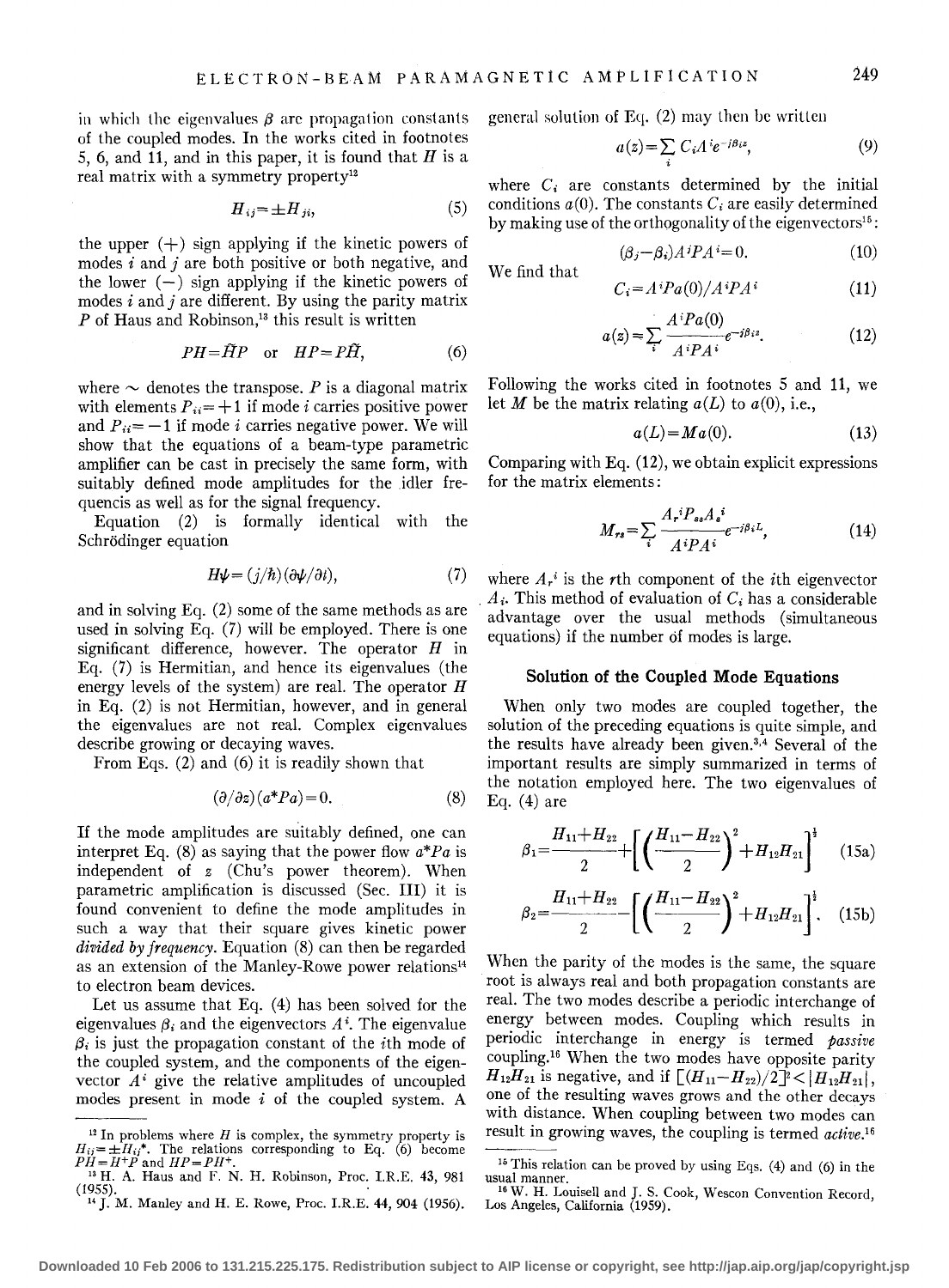in which the eigenvalues $\beta$ are propagation constants of the coupled modes. In the works cited in footnotes 5, 6, and 11, and in this paper, it is found that $H$ is a real matrix with a symmetry property[12]

$$H_{ij}=\pm H_{ji}, \tag{5}$$

the upper (+) sign applying if the kinetic powers of modes $i$ and $j$ are both positive or both negative, and the lower (−) sign applying if the kinetic powers of modes $i$ and $j$ are different. By using the parity matrix $P$ of Haus and Robinson,[13] this result is written

$$PH=\tilde{H}P \quad \text{or} \quad HP=P\tilde{H}, \tag{6}$$

where $\sim$ denotes the transpose. $P$ is a diagonal matrix with elements $P_{ii}=+1$ if mode $i$ carries positive power and $P_{ii}=-1$ if mode $i$ carries negative power. We will show that the equations of a beam-type parametric amplifier can be cast in precisely the same form, with suitably defined mode amplitudes for the idler frequencis as well as for the signal frequency.

Equation (2) is formally identical with the Schrödinger equation

$$H\psi=(j/\hbar)(\partial\psi/\partial t), \tag{7}$$

and in solving Eq. (2) some of the same methods as are used in solving Eq. (7) will be employed. There is one significant difference, however. The operator $H$ in Eq. (7) is Hermitian, and hence its eigenvalues (the energy levels of the system) are real. The operator $H$ in Eq. (2) is not Hermitian, however, and in general the eigenvalues are not real. Complex eigenvalues describe growing or decaying waves.

From Eqs. (2) and (6) it is readily shown that

$$(\partial/\partial z)(a^*Pa)=0. \tag{8}$$

If the mode amplitudes are suitably defined, one can interpret Eq. (8) as saying that the power flow $a^*Pa$ is independent of $z$ (Chu's power theorem). When parametric amplification is discussed (Sec. III) it is found convenient to define the mode amplitudes in such a way that their square gives kinetic power *divided by frequency*. Equation (8) can then be regarded as an extension of the Manley-Rowe power relations[14] to electron beam devices.

Let us assume that Eq. (4) has been solved for the eigenvalues $\beta_i$ and the eigenvectors $A^i$. The eigenvalue $\beta_i$ is just the propagation constant of the $i$th mode of the coupled system, and the components of the eigenvector $A^i$ give the relative amplitudes of uncoupled modes present in mode $i$ of the coupled system. A general solution of Eq. (2) may then be written

$$a(z)=\sum_i C_i A^i e^{-j\beta_i z}, \tag{9}$$

where $C_i$ are constants determined by the initial conditions $a(0)$. The constants $C_i$ are easily determined by making use of the orthogonality of the eigenvectors[15]:

$$(\beta_j-\beta_i)A^jPA^i=0. \tag{10}$$

We find that

$$C_i=A^iPa(0)/A^iPA^i \tag{11}$$

$$a(z)=\sum_i \frac{A^iPa(0)}{A^iPA^i}e^{-j\beta_i z}. \tag{12}$$

Following the works cited in footnotes 5 and 11, we let $M$ be the matrix relating $a(L)$ to $a(0)$, i.e.,

$$a(L)=Ma(0). \tag{13}$$

Comparing with Eq. (12), we obtain explicit expressions for the matrix elements:

$$M_{rs}=\sum_i \frac{A_r^iP_{ss}A_s^i}{A^iPA^i}e^{-j\beta_i L}, \tag{14}$$

where $A_r^i$ is the $r$th component of the $i$th eigenvector $A_i$. This method of evaluation of $C_i$ has a considerable advantage over the usual methods (simultaneous equations) if the number of modes is large.

### Solution of the Coupled Mode Equations

When only two modes are coupled together, the solution of the preceding equations is quite simple, and the results have already been given.[3,4] Several of the important results are simply summarized in terms of the notation employed here. The two eigenvalues of Eq. (4) are

$$\beta_1=\frac{H_{11}+H_{22}}{2}+\left[\left(\frac{H_{11}-H_{22}}{2}\right)^2+H_{12}H_{21}\right]^{\frac{1}{2}} \tag{15a}$$

$$\beta_2=\frac{H_{11}+H_{22}}{2}-\left[\left(\frac{H_{11}-H_{22}}{2}\right)^2+H_{12}H_{21}\right]^{\frac{1}{2}}. \tag{15b}$$

When the parity of the modes is the same, the square root is always real and both propagation constants are real. The two modes describe a periodic interchange of energy between modes. Coupling which results in periodic interchange in energy is termed *passive* coupling.[16] When the two modes have opposite parity $H_{12}H_{21}$ is negative, and if $[(H_{11}-H_{22})/2]^2<|H_{12}H_{21}|$, one of the resulting waves grows and the other decays with distance. When coupling between two modes can result in growing waves, the coupling is termed *active*.[16]

---

[12] In problems where $H$ is complex, the symmetry property is $H_{ij}=\pm H_{ij}^*$. The relations corresponding to Eq. (6) become $PH=H^+P$ and $HP=PH^+$.

[13] H. A. Haus and F. N. H. Robinson, Proc. I.R.E. 43, 981 (1955).

[14] J. M. Manley and H. E. Rowe, Proc. I.R.E. 44, 904 (1956).

[15] This relation can be proved by using Eqs. (4) and (6) in the usual manner.

[16] W. H. Louisell and J. S. Cook, Wescon Convention Record, Los Angeles, California (1959).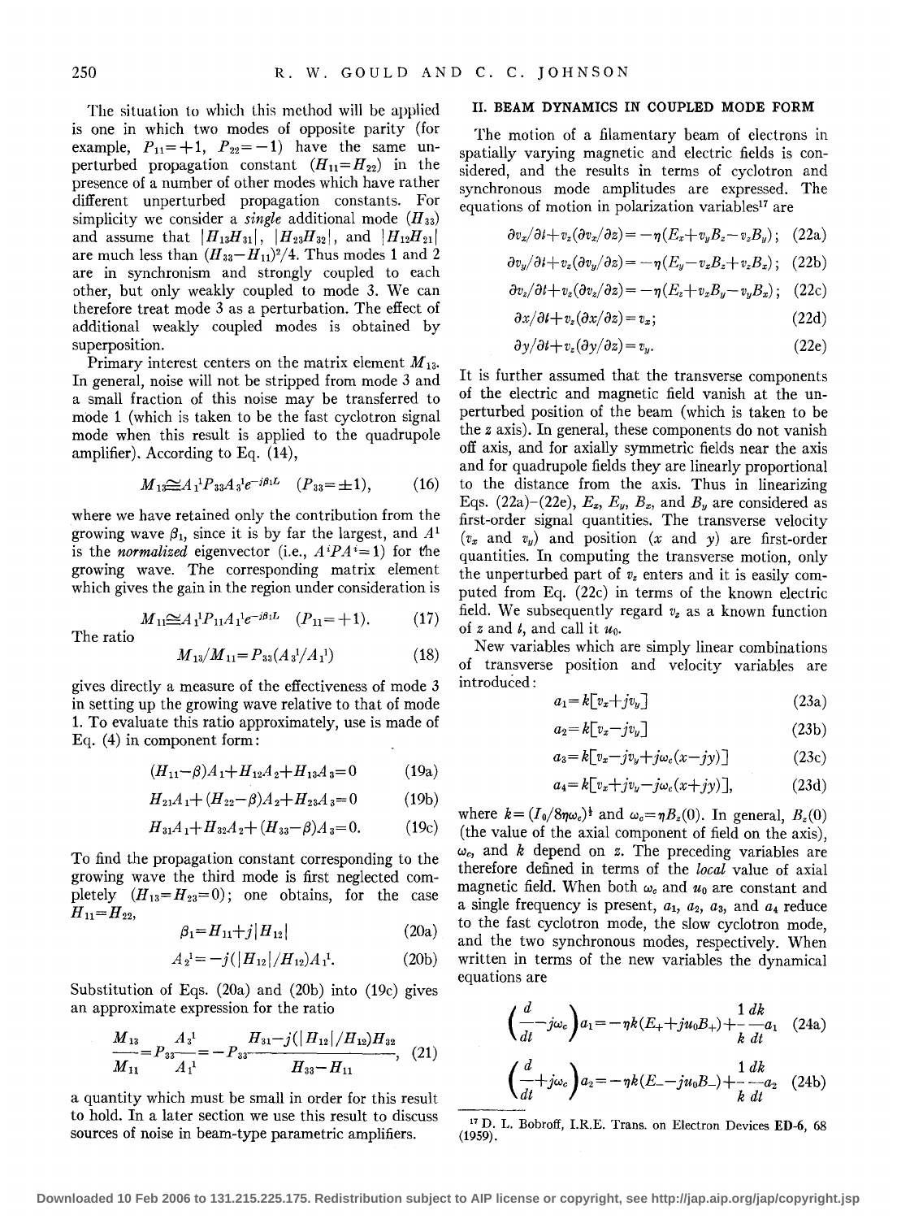The situation to which this method will be applied is one in which two modes of opposite parity (for example, $P_{11}=+1$, $P_{22}=-1$) have the same unperturbed propagation constant ($H_{11}=H_{22}$) in the presence of a number of other modes which have rather different unperturbed propagation constants. For simplicity we consider a *single* additional mode ($H_{33}$) and assume that $|H_{13}H_{31}|$, $|H_{23}H_{32}|$, and $|H_{12}H_{21}|$ are much less than $(H_{33}-H_{11})^2/4$. Thus modes 1 and 2 are in synchronism and strongly coupled to each other, but only weakly coupled to mode 3. We can therefore treat mode 3 as a perturbation. The effect of additional weakly coupled modes is obtained by superposition.

Primary interest centers on the matrix element $M_{13}$. In general, noise will not be stripped from mode 3 and a small fraction of this noise may be transferred to mode 1 (which is taken to be the fast cyclotron signal mode when this result is applied to the quadrupole amplifier). According to Eq. (14),

$$M_{13}\cong A_1{}^1 P_{33} A_3{}^1 e^{-j\beta_1 L} \quad (P_{33}=\pm 1), \tag{16}$$

where we have retained only the contribution from the growing wave $\beta_1$, since it is by far the largest, and $A^1$ is the *normalized* eigenvector (i.e., $A^t P A^t=1$) for the growing wave. The corresponding matrix element which gives the gain in the region under consideration is

$$M_{11}\cong A_1{}^1 P_{11} A_1{}^1 e^{-j\beta_1 L} \quad (P_{11}=+1). \tag{17}$$

The ratio

$$M_{13}/M_{11}=P_{33}(A_3{}^1/A_1{}^1) \tag{18}$$

gives directly a measure of the effectiveness of mode 3 in setting up the growing wave relative to that of mode 1. To evaluate this ratio approximately, use is made of Eq. (4) in component form:

$$(H_{11}-\beta)A_1+H_{12}A_2+H_{13}A_3=0 \tag{19a}$$

$$H_{21}A_1+(H_{22}-\beta)A_2+H_{23}A_3=0 \tag{19b}$$

$$H_{31}A_1+H_{32}A_2+(H_{33}-\beta)A_3=0. \tag{19c}$$

To find the propagation constant corresponding to the growing wave the third mode is first neglected completely ($H_{13}=H_{23}=0$); one obtains, for the case $H_{11}=H_{22}$,

$$\beta_1=H_{11}+j|H_{12}| \tag{20a}$$

$$A_2{}^1=-j(|H_{12}|/H_{12})A_1{}^1. \tag{20b}$$

Substitution of Eqs. (20a) and (20b) into (19c) gives an approximate expression for the ratio

$$\frac{M_{13}}{M_{11}}=P_{33}\frac{A_3{}^1}{A_1{}^1}=-P_{33}\frac{H_{31}-j(|H_{12}|/H_{12})H_{32}}{H_{33}-H_{11}}, \tag{21}$$

a quantity which must be small in order for this result to hold. In a later section we use this result to discuss sources of noise in beam-type parametric amplifiers.

## II. BEAM DYNAMICS IN COUPLED MODE FORM

The motion of a filamentary beam of electrons in spatially varying magnetic and electric fields is considered, and the results in terms of cyclotron and synchronous mode amplitudes are expressed. The equations of motion in polarization variables[17] are

$$\partial v_x/\partial t+v_z(\partial v_x/\partial z)=-\eta(E_x+v_yB_z-v_zB_y); \tag{22a}$$

$$\partial v_y/\partial t+v_z(\partial v_y/\partial z)=-\eta(E_y-v_xB_z+v_zB_x); \tag{22b}$$

$$\partial v_z/\partial t+v_z(\partial v_z/\partial z)=-\eta(E_z+v_xB_y-v_yB_x); \tag{22c}$$

$$\partial x/\partial t+v_z(\partial x/\partial z)=v_x; \tag{22d}$$

$$\partial y/\partial t+v_z(\partial y/\partial z)=v_y. \tag{22e}$$

It is further assumed that the transverse components of the electric and magnetic field vanish at the unperturbed position of the beam (which is taken to be the $z$ axis). In general, these components do not vanish off axis, and for axially symmetric fields near the axis and for quadrupole fields they are linearly proportional to the distance from the axis. Thus in linearizing Eqs. (22a)–(22e), $E_x$, $E_y$, $B_x$, and $B_y$ are considered as first-order signal quantities. The transverse velocity ($v_x$ and $v_y$) and position ($x$ and $y$) are first-order quantities. In computing the transverse motion, only the unperturbed part of $v_z$ enters and it is easily computed from Eq. (22c) in terms of the known electric field. We subsequently regard $v_z$ as a known function of $z$ and $t$, and call it $u_0$.

New variables which are simply linear combinations of transverse position and velocity variables are introduced:

$$a_1=k[v_x+jv_y] \tag{23a}$$

$$a_2=k[v_x-jv_y] \tag{23b}$$

$$a_3=k[v_x-jv_y+j\omega_c(x-jy)] \tag{23c}$$

$$a_4=k[v_x+jv_y-j\omega_c(x+jy)], \tag{23d}$$

where $k=(I_0/8\eta\omega_c)^{\frac{1}{2}}$ and $\omega_c=\eta B_z(0)$. In general, $B_z(0)$ (the value of the axial component of field on the axis), $\omega_c$, and $k$ depend on $z$. The preceding variables are therefore defined in terms of the *local* value of axial magnetic field. When both $\omega_c$ and $u_0$ are constant and a single frequency is present, $a_1$, $a_2$, $a_3$, and $a_4$ reduce to the fast cyclotron mode, the slow cyclotron mode, and the two synchronous modes, respectively. When written in terms of the new variables the dynamical equations are

$$\left(\frac{d}{dt}-j\omega_c\right)a_1=-\eta k(E_++ju_0B_+)+\frac{1}{k}\frac{dk}{dt}a_1 \tag{24a}$$

$$\left(\frac{d}{dt}+j\omega_c\right)a_2=-\eta k(E_--ju_0B_-)+\frac{1}{k}\frac{dk}{dt}a_2 \tag{24b}$$

[17] D. L. Bobroff, I.R.E. Trans. on Electron Devices ED-6, 68 (1959).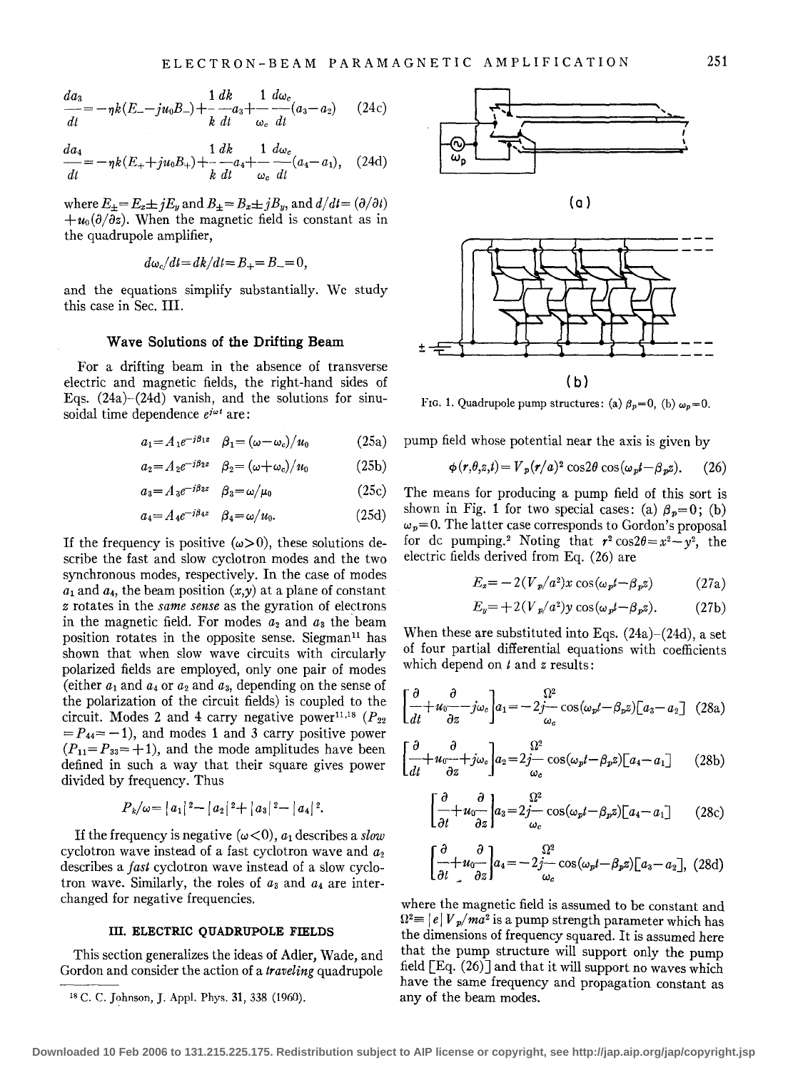$$\frac{da_3}{dt}=-\eta k(E_- - ju_0B_-)+\frac{1}{k}\frac{dk}{dt}a_3+\frac{1}{\omega_c}\frac{d\omega_c}{dt}(a_3-a_2) \quad (24c)$$

$$\frac{da_4}{dt}=-\eta k(E_+ + ju_0B_+)+\frac{1}{k}\frac{dk}{dt}a_4+\frac{1}{\omega_c}\frac{d\omega_c}{dt}(a_4-a_1), \quad (24d)$$

where $E_\pm = E_x \pm jE_y$ and $B_\pm = B_x \pm jB_y$, and $d/dt=(\partial/\partial t)+u_0(\partial/\partial z)$. When the magnetic field is constant as in the quadrupole amplifier,

$$d\omega_c/dt = dk/dt = B_+ = B_- = 0,$$

and the equations simplify substantially. We study this case in Sec. III.

### Wave Solutions of the Drifting Beam

For a drifting beam in the absence of transverse electric and magnetic fields, the right-hand sides of Eqs. (24a)–(24d) vanish, and the solutions for sinusoidal time dependence $e^{j\omega t}$ are:

$$a_1 = A_1 e^{-j\beta_1 z} \quad \beta_1 = (\omega-\omega_c)/u_0 \quad (25a)$$

$$a_2 = A_2 e^{-j\beta_2 z} \quad \beta_2 = (\omega+\omega_c)/u_0 \quad (25b)$$

$$a_3 = A_3 e^{-j\beta_3 z} \quad \beta_3 = \omega/\mu_0 \quad (25c)$$

$$a_4 = A_4 e^{-j\beta_4 z} \quad \beta_4 = \omega/u_0. \quad (25d)$$

If the frequency is positive ($\omega>0$), these solutions describe the fast and slow cyclotron modes and the two synchronous modes, respectively. In the case of modes $a_1$ and $a_4$, the beam position $(x,y)$ at a plane of constant $z$ rotates in the *same sense* as the gyration of electrons in the magnetic field. For modes $a_2$ and $a_3$ the beam position rotates in the opposite sense. Siegman[11] has shown that when slow wave circuits with circularly polarized fields are employed, only one pair of modes (either $a_1$ and $a_4$ or $a_2$ and $a_3$, depending on the sense of the polarization of the circuit fields) is coupled to the circuit. Modes 2 and 4 carry negative power[11,18] ($P_{22}=P_{44}=-1$), and modes 1 and 3 carry positive power ($P_{11}=P_{33}=+1$), and the mode amplitudes have been defined in such a way that their square gives power divided by frequency. Thus

$$P_k/\omega = |a_1|^2 - |a_2|^2 + |a_3|^2 - |a_4|^2.$$

If the frequency is negative ($\omega<0$), $a_1$ describes a *slow* cyclotron wave instead of a fast cyclotron wave and $a_2$ describes a *fast* cyclotron wave instead of a slow cyclotron wave. Similarly, the roles of $a_3$ and $a_4$ are interchanged for negative frequencies.

## III. ELECTRIC QUADRUPOLE FIELDS

This section generalizes the ideas of Adler, Wade, and Gordon and consider the action of a *traveling* quadrupole pump field whose potential near the axis is given by

$$\phi(r,\theta,z,t)=V_p(r/a)^2\cos 2\theta \cos(\omega_p t-\beta_p z). \quad (26)$$

The means for producing a pump field of this sort is shown in Fig. 1 for two special cases: (a) $\beta_p=0$; (b) $\omega_p=0$. The latter case corresponds to Gordon's proposal for dc pumping.[2] Noting that $r^2\cos 2\theta = x^2-y^2$, the electric fields derived from Eq. (26) are

$$E_x = -2(V_p/a^2)x\cos(\omega_p t-\beta_p z) \quad (27a)$$

$$E_y = +2(V_p/a^2)y\cos(\omega_p t-\beta_p z). \quad (27b)$$

When these are substituted into Eqs. (24a)–(24d), a set of four partial differential equations with coefficients which depend on $t$ and $z$ results:

$$\left[\frac{\partial}{dt}+u_0\frac{\partial}{\partial z}-j\omega_c\right]a_1 = -2j\frac{\Omega^2}{\omega_c}\cos(\omega_p t-\beta_p z)[a_3-a_2] \quad (28a)$$

$$\left[\frac{\partial}{dt}+u_0\frac{\partial}{\partial z}+j\omega_c\right]a_2 = 2j\frac{\Omega^2}{\omega_c}\cos(\omega_p t-\beta_p z)[a_4-a_1] \quad (28b)$$

$$\left[\frac{\partial}{\partial t}+u_0\frac{\partial}{\partial z}\right]a_3 = 2j\frac{\Omega^2}{\omega_c}\cos(\omega_p t-\beta_p z)[a_4-a_1] \quad (28c)$$

$$\left[\frac{\partial}{\partial t}+u_0\frac{\partial}{\partial z}\right]a_4 = -2j\frac{\Omega^2}{\omega_c}\cos(\omega_p t-\beta_p z)[a_3-a_2], \quad (28d)$$

where the magnetic field is assumed to be constant and $\Omega^2 \equiv |e|V_p/ma^2$ is a pump strength parameter which has the dimensions of frequency squared. It is assumed here that the pump structure will support only the pump field [Eq. (26)] and that it will support no waves which have the same frequency and propagation constant as any of the beam modes.

FIG. 1. Quadrupole pump structures: (a) $\beta_p=0$, (b) $\omega_p=0$.

[18] C. C. Johnson, J. Appl. Phys. 31, 338 (1960).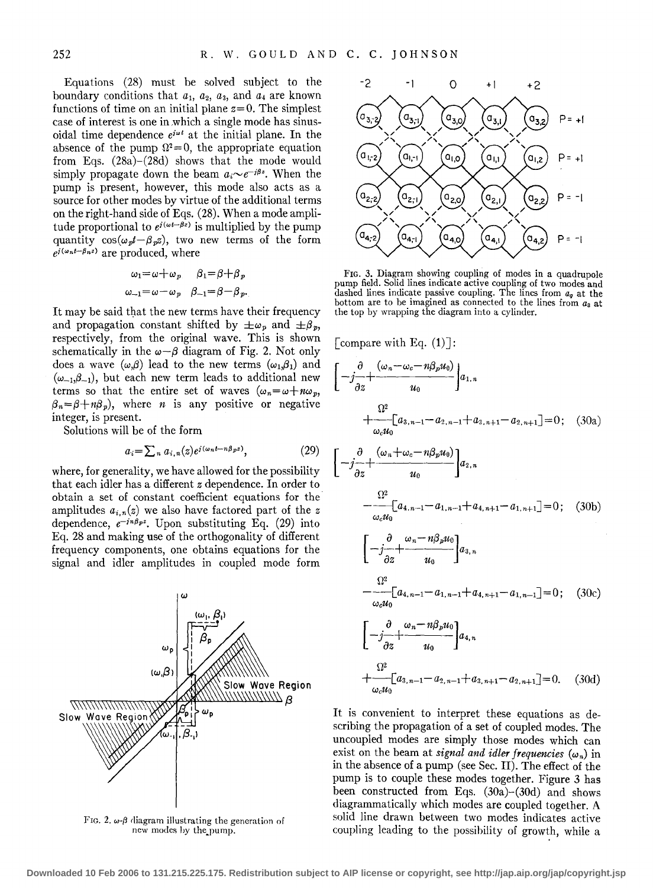Equations (28) must be solved subject to the boundary conditions that $a_1$, $a_2$, $a_3$, and $a_4$ are known functions of time on an initial plane $z=0$. The simplest case of interest is one in which a single mode has sinusoidal time dependence $e^{j\omega t}$ at the initial plane. In the absence of the pump $\Omega^2=0$, the appropriate equation from Eqs. (28a)–(28d) shows that the mode would simply propagate down the beam $a_i \sim e^{-j\beta z}$. When the pump is present, however, this mode also acts as a source for other modes by virtue of the additional terms on the right-hand side of Eqs. (28). When a mode amplitude proportional to $e^{j(\omega t-\beta z)}$ is multiplied by the pump quantity $\cos(\omega_p t-\beta_p z)$, two new terms of the form $e^{j(\omega_n t-\beta_n z)}$ are produced, where

$$\omega_1=\omega+\omega_p \quad \beta_1=\beta+\beta_p$$
$$\omega_{-1}=\omega-\omega_p \quad \beta_{-1}=\beta-\beta_p.$$

It may be said that the new terms have their frequency and propagation constant shifted by $\pm\omega_p$ and $\pm\beta_p$, respectively, from the original wave. This is shown schematically in the $\omega-\beta$ diagram of Fig. 2. Not only does a wave $(\omega,\beta)$ lead to the new terms $(\omega_1,\beta_1)$ and $(\omega_{-1},\beta_{-1})$, but each new term leads to additional new terms so that the entire set of waves $(\omega_n=\omega+n\omega_p,$ $\beta_n=\beta+n\beta_p)$, where $n$ is any positive or negative integer, is present.

Solutions will be of the form

$$a_i=\sum_n a_{i,n}(z)e^{j(\omega_n t-n\beta_p z)}, \tag{29}$$

where, for generality, we have allowed for the possibility that each idler has a different $z$ dependence. In order to obtain a set of constant coefficient equations for the amplitudes $a_{i,n}(z)$ we also have factored part of the $z$ dependence, $e^{-jn\beta_p z}$. Upon substituting Eq. (29) into Eq. 28 and making use of the orthogonality of different frequency components, one obtains equations for the signal and idler amplitudes in coupled mode form

FIG. 2. $\omega$-$\beta$ diagram illustrating the generation of new modes by the pump.

FIG. 3. Diagram showing coupling of modes in a quadrupole pump field. Solid lines indicate active coupling of two modes and dashed lines indicate passive coupling. The lines from $a_4$ at the bottom are to be imagined as connected to the lines from $a_3$ at the top by wrapping the diagram into a cylinder.

[compare with Eq. (1)]:

$$\left[-j\frac{\partial}{\partial z}+\frac{(\omega_n-\omega_c-n\beta_p u_0)}{u_0}\right]a_{1,n} + \frac{\Omega^2}{\omega_c u_0}[a_{3,n-1}-a_{2,n-1}+a_{3,n+1}-a_{2,n+1}]=0; \tag{30a}$$

$$\left[-j\frac{\partial}{\partial z}+\frac{(\omega_n+\omega_c-n\beta_p u_0)}{u_0}\right]a_{2,n} - \frac{\Omega^2}{\omega_c u_0}[a_{4,n-1}-a_{1,n-1}+a_{4,n+1}-a_{1,n+1}]=0; \tag{30b}$$

$$\left[-j\frac{\partial}{\partial z}+\frac{\omega_n-n\beta_p u_0}{u_0}\right]a_{3,n} - \frac{\Omega^2}{\omega_c u_0}[a_{4,n-1}-a_{1,n-1}+a_{4,n+1}-a_{1,n-1}]=0; \tag{30c}$$

$$\left[-j\frac{\partial}{\partial z}+\frac{\omega_n-n\beta_p u_0}{u_0}\right]a_{4,n} + \frac{\Omega^2}{\omega_c u_0}[a_{3,n-1}-a_{2,n-1}+a_{3,n+1}-a_{2,n+1}]=0. \tag{30d}$$

It is convenient to interpret these equations as describing the propagation of a set of coupled modes. The uncoupled modes are simply those modes which can exist on the beam at *signal and idler frequencies* $(\omega_n)$ in in the absence of a pump (see Sec. II). The effect of the pump is to couple these modes together. Figure 3 has been constructed from Eqs. (30a)–(30d) and shows diagrammatically which modes are coupled together. A solid line drawn between two modes indicates active coupling leading to the possibility of growth, while a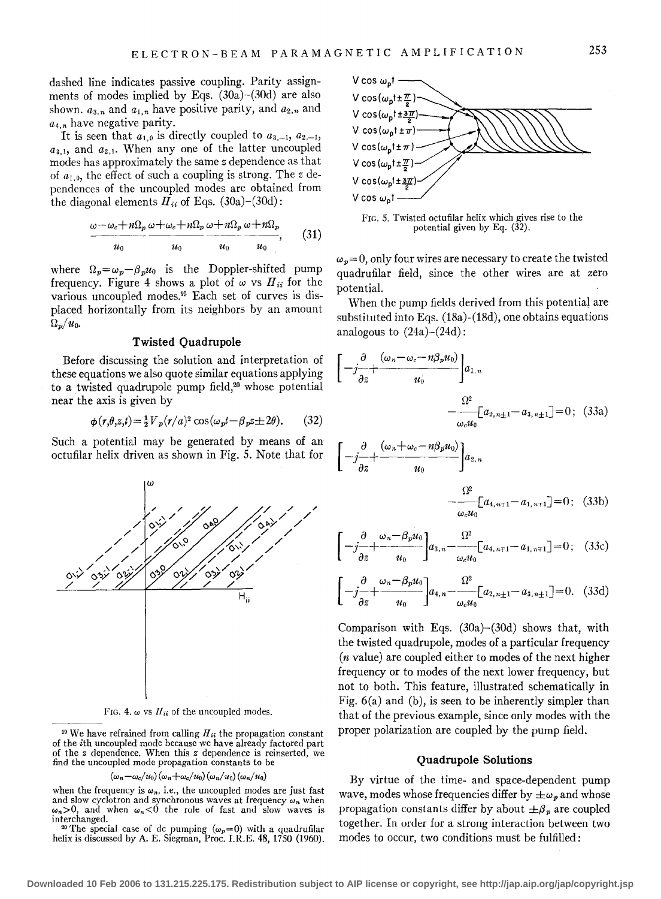dashed line indicates passive coupling. Parity assignments of modes implied by Eqs. (30a)–(30d) are also shown. $a_{3,n}$ and $a_{1,n}$ have positive parity, and $a_{2,n}$ and $a_{4,n}$ have negative parity.

It is seen that $a_{1,0}$ is directly coupled to $a_{3,-1}$, $a_{2,-1}$, $a_{3,1}$, and $a_{2,1}$. When any one of the latter uncoupled modes has approximately the same $z$ dependence as that of $a_{1,0}$, the effect of such a coupling is strong. The $z$ dependences of the uncoupled modes are obtained from the diagonal elements $H_{ii}$ of Eqs. (30a)–(30d):

$$\frac{\omega-\omega_c+n\Omega_p}{u_0},\ \frac{\omega+\omega_c+n\Omega_p}{u_0},\ \frac{\omega+n\Omega_p}{u_0},\ \frac{\omega+n\Omega_p}{u_0}, \tag{31}$$

where $\Omega_p=\omega_p-\beta_p u_0$ is the Doppler-shifted pump frequency. Figure 4 shows a plot of $\omega$ vs $H_{ii}$ for the various uncoupled modes.[19] Each set of curves is displaced horizontally from its neighbors by an amount $\Omega_p/u_0$.

### Twisted Quadrupole

Before discussing the solution and interpretation of these equations we also quote similar equations applying to a twisted quadrupole pump field,[20] whose potential near the axis is given by

$$\phi(r,\theta,z,t)=\tfrac{1}{2}V_p(r/a)^2\cos(\omega_p t-\beta_p z\pm 2\theta). \tag{32}$$

Such a potential may be generated by means of an octufilar helix driven as shown in Fig. 5. Note that for

FIG. 4. $\omega$ vs $H_{ii}$ of the uncoupled modes.

FIG. 5. Twisted octufilar helix which gives rise to the potential given by Eq. (32).

$\omega_p=0$, only four wires are necessary to create the twisted quadrufilar field, since the other wires are at zero potential.

When the pump fields derived from this potential are substituted into Eqs. (18a)-(18d), one obtains equations analogous to (24a)-(24d):

$$\left[-j\frac{\partial}{\partial z}+\frac{(\omega_n-\omega_c-n\beta_p u_0)}{u_0}\right]a_{1,n}-\frac{\Omega^2}{\omega_c u_0}\left[a_{2,n\pm 1}-a_{3,n\pm 1}\right]=0; \tag{33a}$$

$$\left[-j\frac{\partial}{\partial z}+\frac{(\omega_n+\omega_c-n\beta_p u_0)}{u_0}\right]a_{2,n}-\frac{\Omega^2}{\omega_c u_0}\left[a_{4,n\mp 1}-a_{1,n\mp 1}\right]=0; \tag{33b}$$

$$\left[-j\frac{\partial}{\partial z}+\frac{\omega_n-\beta_p u_0}{u_0}\right]a_{3,n}-\frac{\Omega^2}{\omega_c u_0}\left[a_{4,n\mp 1}-a_{1,n\mp 1}\right]=0; \tag{33c}$$

$$\left[-j\frac{\partial}{\partial z}+\frac{\omega_n-\beta_p u_0}{u_0}\right]a_{4,n}-\frac{\Omega^2}{\omega_c u_0}\left[a_{2,n\pm 1}-a_{3,n\pm 1}\right]=0. \tag{33d}$$

Comparison with Eqs. (30a)–(30d) shows that, with the twisted quadrupole, modes of a particular frequency ($n$ value) are coupled either to modes of the next higher frequency or to modes of the next lower frequency, but not to both. This feature, illustrated schematically in Fig. 6(a) and (b), is seen to be inherently simpler than that of the previous example, since only modes with the proper polarization are coupled by the pump field.

### Quadrupole Solutions

By virtue of the time- and space-dependent pump wave, modes whose frequencies differ by $\pm\omega_p$ and whose propagation constants differ by about $\pm\beta_p$ are coupled together. In order for a strong interaction between two modes to occur, two conditions must be fulfilled:

---

[19] We have refrained from calling $H_{ii}$ the propagation constant of the $i$th uncoupled mode because we have already factored part of the $z$ dependence. When this $z$ dependence is reinserted, we find the uncoupled mode propagation constants to be

$$(\omega_n-\omega_c/u_0)\,(\omega_n+\omega_c/u_0)\,(\omega_n/u_0)\,(\omega_n/u_0)$$

when the frequency is $\omega_n$, i.e., the uncoupled modes are just fast and slow cyclotron and synchronous waves at frequency $\omega_n$ when $\omega_n>0$, and when $\omega_n<0$ the role of fast and slow waves is interchanged.

[20] The special case of dc pumping ($\omega_p=0$) with a quadrufilar helix is discussed by A. E. Siegman, Proc. I.R.E. 48, 1750 (1960).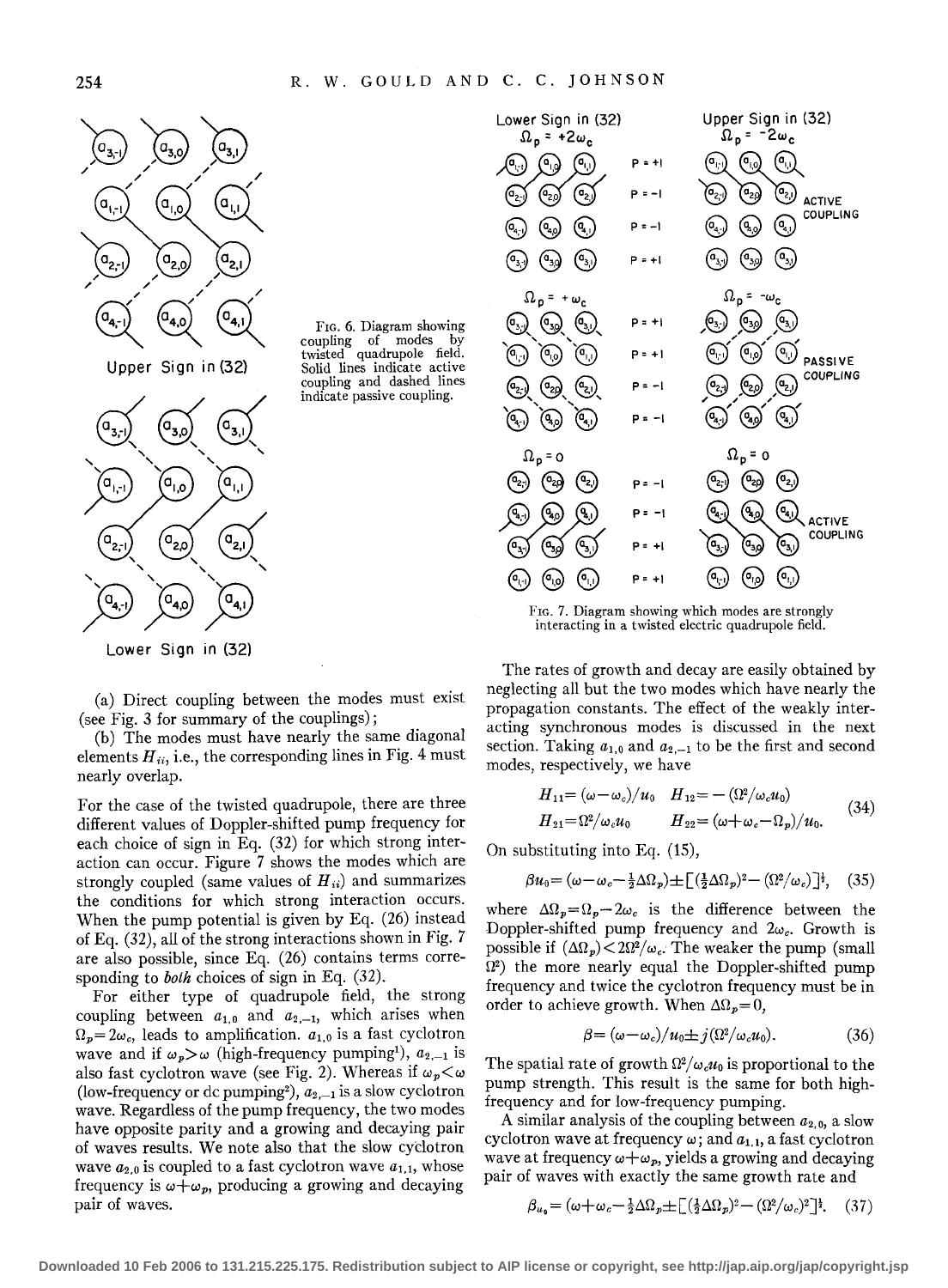FIG. 6. Diagram showing coupling of modes by twisted quadrupole field. Solid lines indicate active coupling and dashed lines indicate passive coupling.

FIG. 7. Diagram showing which modes are strongly interacting in a twisted electric quadrupole field.

(a) Direct coupling between the modes must exist (see Fig. 3 for summary of the couplings);

(b) The modes must have nearly the same diagonal elements $H_{ii}$, i.e., the corresponding lines in Fig. 4 must nearly overlap.

For the case of the twisted quadrupole, there are three different values of Doppler-shifted pump frequency for each choice of sign in Eq. (32) for which strong interaction can occur. Figure 7 shows the modes which are strongly coupled (same values of $H_{ii}$) and summarizes the conditions for which strong interaction occurs. When the pump potential is given by Eq. (26) instead of Eq. (32), all of the strong interactions shown in Fig. 7 are also possible, since Eq. (26) contains terms corresponding to *both* choices of sign in Eq. (32).

For either type of quadrupole field, the strong coupling between $a_{1,0}$ and $a_{2,-1}$, which arises when $\Omega_p = 2\omega_c$, leads to amplification. $a_{1,0}$ is a fast cyclotron wave and if $\omega_p > \omega$ (high-frequency pumping[1]), $a_{2,-1}$ is also fast cyclotron wave (see Fig. 2). Whereas if $\omega_p < \omega$ (low-frequency or dc pumping[2]), $a_{2,-1}$ is a slow cyclotron wave. Regardless of the pump frequency, the two modes have opposite parity and a growing and decaying pair of waves results. We note also that the slow cyclotron wave $a_{2,0}$ is coupled to a fast cyclotron wave $a_{1,1}$, whose frequency is $\omega + \omega_p$, producing a growing and decaying pair of waves.

The rates of growth and decay are easily obtained by neglecting all but the two modes which have nearly the propagation constants. The effect of the weakly interacting synchronous modes is discussed in the next section. Taking $a_{1,0}$ and $a_{2,-1}$ to be the first and second modes, respectively, we have

$$H_{11} = (\omega - \omega_c)/u_0 \quad H_{12} = -(\Omega^2/\omega_c u_0)$$
$$H_{21} = \Omega^2/\omega_c u_0 \qquad H_{22} = (\omega + \omega_c - \Omega_p)/u_0. \tag{34}$$

On substituting into Eq. (15),

$$\beta u_0 = (\omega - \omega_c - \tfrac{1}{2}\Delta\Omega_p) \pm [(\tfrac{1}{2}\Delta\Omega_p)^2 - (\Omega^2/\omega_c)]^{\frac{1}{2}}, \tag{35}$$

where $\Delta\Omega_p = \Omega_p - 2\omega_c$ is the difference between the Doppler-shifted pump frequency and $2\omega_c$. Growth is possible if $(\Delta\Omega_p) < 2\Omega^2/\omega_c$. The weaker the pump (small $\Omega^2$) the more nearly equal the Doppler-shifted pump frequency and twice the cyclotron frequency must be in order to achieve growth. When $\Delta\Omega_p = 0$,

$$\beta = (\omega - \omega_c)/u_0 \pm j(\Omega^2/\omega_c u_0). \tag{36}$$

The spatial rate of growth $\Omega^2/\omega_c u_0$ is proportional to the pump strength. This result is the same for both high-frequency and for low-frequency pumping.

A similar analysis of the coupling between $a_{2,0}$, a slow cyclotron wave at frequency $\omega$; and $a_{1,1}$, a fast cyclotron wave at frequency $\omega + \omega_p$, yields a growing and decaying pair of waves with exactly the same growth rate and

$$\beta_{u_0} = (\omega + \omega_c - \tfrac{1}{2}\Delta\Omega_p \pm [(\tfrac{1}{2}\Delta\Omega_p)^2 - (\Omega^2/\omega_c)^2]^{\frac{1}{2}}. \tag{37}$$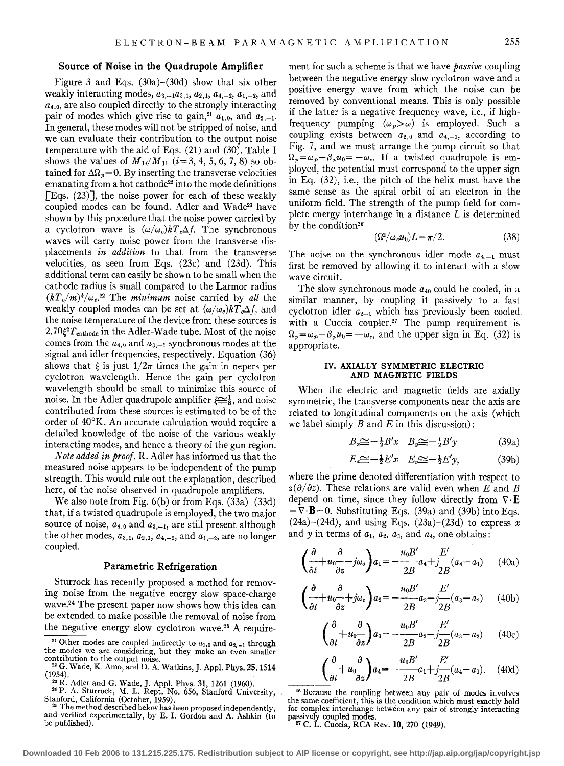### Source of Noise in the Quadrupole Amplifier

Figure 3 and Eqs. (30a)–(30d) show that six other weakly interacting modes, $a_{3,-1}a_{3,1}$, $a_{2,1}$, $a_{4,-2}$, $a_{1,-2}$, and $a_{4,0}$, are also coupled directly to the strongly interacting pair of modes which give rise to gain,[21] $a_{1,0}$, and $a_{2,-1}$. In general, these modes will not be stripped of noise, and we can evaluate their contribution to the output noise temperature with the aid of Eqs. (21) and (30). Table I shows the values of $M_{1i}/M_{11}$ ($i=3, 4, 5, 6, 7, 8$) so obtained for $\Delta\Omega_p=0$. By inserting the transverse velocities emanating from a hot cathode[22] into the mode definitions [Eqs. (23)], the noise power for each of these weakly coupled modes can be found. Adler and Wade[23] have shown by this procedure that the noise power carried by a cyclotron wave is $(\omega/\omega_c)kT_c\Delta f$. The synchronous waves will carry noise power from the transverse displacements *in addition* to that from the transverse velocities, as seen from Eqs. (23c) and (23d). This additional term can easily be shown to be small when the cathode radius is small compared to the Larmor radius $(kT_c/m)^{\frac{1}{2}}/\omega_c$.[22] The *minimum* noise carried by *all* the weakly coupled modes can be set at $(\omega/\omega_c)kT_c\Delta f$, and the noise temperature of the device from these sources is $2.70\xi^2 T_{\text{cathode}}$ in the Adler-Wade tube. Most of the noise comes from the $a_{4,0}$ and $a_{3,-1}$ synchronous modes at the signal and idler frequencies, respectively. Equation (36) shows that $\xi$ is just $1/2\pi$ times the gain in nepers per cyclotron wavelength. Hence the gain per cyclotron wavelength should be small to minimize this source of noise. In the Adler quadrupole amplifier $\xi\cong\frac{1}{8}$, and noise contributed from these sources is estimated to be of the order of 40°K. An accurate calculation would require a detailed knowledge of the noise of the various weakly interacting modes, and hence a theory of the gun region.

*Note added in proof.* R. Adler has informed us that the measured noise appears to be independent of the pump strength. This would rule out the explanation, described here, of the noise observed in quadrupole amplifiers.

We also note from Fig. 6(b) or from Eqs. (33a)–(33d) that, if a twisted quadrupole is employed, the two major source of noise, $a_{4,0}$ and $a_{3,-1}$, are still present although the other modes, $a_{3,1}$, $a_{2,1}$, $a_{4,-2}$, and $a_{1,-2}$, are no longer coupled.

### Parametric Refrigeration

Sturrock has recently proposed a method for removing noise from the negative energy slow space-charge wave.[24] The present paper now shows how this idea can be extended to make possible the removal of noise from the negative energy slow cyclotron wave.[25] A requirement for such a scheme is that we have *passive* coupling between the negative energy slow cyclotron wave and a positive energy wave from which the noise can be removed by conventional means. This is only possible if the latter is a negative frequency wave, i.e., if high-frequency pumping ($\omega_p>\omega$) is employed. Such a coupling exists between $a_{2,0}$ and $a_{4,-1}$, according to Fig. 7, and we must arrange the pump circuit so that $\Omega_p=\omega_p-\beta_p u_0=-\omega_c$. If a twisted quadrupole is employed, the potential must correspond to the upper sign in Eq. (32), i.e., the pitch of the helix must have the same sense as the spiral orbit of an electron in the uniform field. The strength of the pump field for complete energy interchange in a distance $L$ is determined by the condition[26]

$$(\Omega^2/\omega_c u_0)L=\pi/2. \tag{38}$$

The noise on the synchronous idler mode $a_{4,-1}$ must first be removed by allowing it to interact with a slow wave circuit.

The slow synchronous mode $a_{40}$ could be cooled, in a similar manner, by coupling it passively to a fast cyclotron idler $a_{2-1}$ which has previously been cooled with a Cuccia coupler.[27] The pump requirement is $\Omega_p=\omega_p-\beta_p u_0=+\omega_c$, and the upper sign in Eq. (32) is appropriate.

## IV. AXIALLY SYMMETRIC ELECTRIC AND MAGNETIC FIELDS

When the electric and magnetic fields are axially symmetric, the transverse components near the axis are related to longitudinal components on the axis (which we label simply $B$ and $E$ in this discussion):

$$B_x\cong-\tfrac{1}{2}B'x \quad B_y\cong-\tfrac{1}{2}B'y \tag{39a}$$

$$E_x\cong-\tfrac{1}{2}E'x \quad E_y\cong-\tfrac{1}{2}E'y, \tag{39b}$$

where the prime denoted differentiation with respect to $z(\partial/\partial z)$. These relations are valid even when $E$ and $B$ depend on time, since they follow directly from $\nabla\cdot\mathbf{E}=\nabla\cdot\mathbf{B}=0$. Substituting Eqs. (39a) and (39b) into Eqs. (24a)–(24d), and using Eqs. (23a)–(23d) to express $x$ and $y$ in terms of $a_1$, $a_2$, $a_3$, and $a_4$, one obtains:

$$\left(\frac{\partial}{\partial t}+u_0\frac{\partial}{\partial z}-j\omega_c\right)a_1=-\frac{u_0B'}{2B}a_4+j\frac{E'}{2B}(a_4-a_1) \tag{40a}$$

$$\left(\frac{\partial}{\partial t}+u_0\frac{\partial}{\partial z}+j\omega_c\right)a_2=-\frac{u_0B'}{2B}a_3-j\frac{E'}{2B}(a_3-a_2) \tag{40b}$$

$$\left(\frac{\partial}{\partial t}+u_0\frac{\partial}{\partial z}\right)a_3=-\frac{u_0B'}{2B}a_2-j\frac{E'}{2B}(a_3-a_2) \tag{40c}$$

$$\left(\frac{\partial}{\partial t}+u_0\frac{\partial}{\partial z}\right)a_4=-\frac{u_0B'}{2B}a_1+j\frac{E'}{2B}(a_4-a_1). \tag{40d}$$

---

[21] Other modes are coupled indirectly to $a_{1,0}$ and $a_{2,-1}$ through the modes we are considering, but they make an even smaller contribution to the output noise.

[22] G. Wade, K. Amo, and D. A. Watkins, J. Appl. Phys. 25, 1514 (1954).

[23] R. Adler and G. Wade, J. Appl. Phys. 31, 1261 (1960).

[24] P. A. Sturrock, M. L. Rept. No. 656, Stanford University, Stanford, California (October, 1959).

[25] The method described below has been proposed independently, and verified experimentally, by E. I. Gordon and A. Ashkin (to be published).

[26] Because the coupling between any pair of modes involves the same coefficient, this is the condition which must exactly hold for complex interchange between any pair of strongly interacting passively coupled modes.

[27] C. L. Cuccia, RCA Rev. 10, 270 (1949).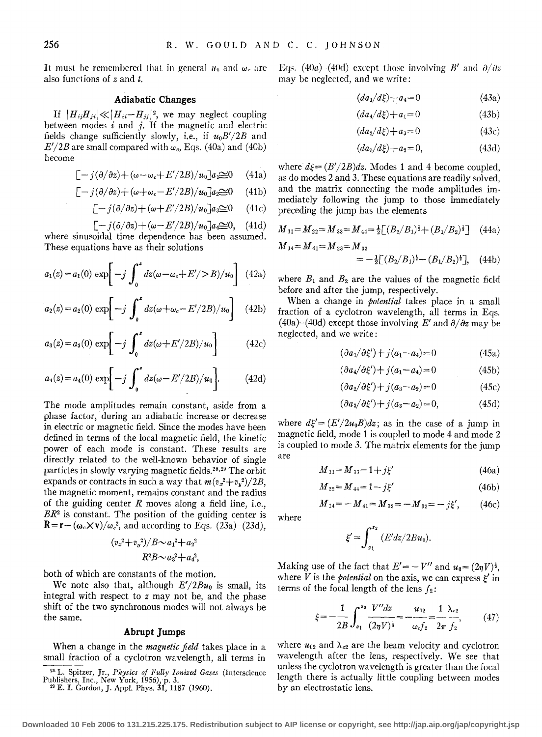It must be remembered that in general $u_0$ and $\omega_c$ are also functions of $z$ and $t$.

### Adiabatic Changes

If $|H_{ij}H_{ji}| \ll |H_{ii}-H_{jj}|^2$, we may neglect coupling between modes $i$ and $j$. If the magnetic and electric fields change sufficiently slowly, i.e., if $u_0B'/2B$ and $E'/2B$ are small compared with $\omega_c$, Eqs. (40a) and (40b) become

$$[-j(\partial/\partial z)+(\omega-\omega_c+E'/2B)/u_0]a_1 \cong 0 \quad (41a)$$

$$[-j(\partial/\partial z)+(\omega+\omega_c-E'/2B)/u_0]a_2 \cong 0 \quad (41b)$$

$$[-j(\partial/\partial z)+(\omega+E'/2B)/u_0]a_3 \cong 0 \quad (41c)$$

$$[-j(\partial/\partial z)+(\omega-E'/2B)/u_0]a_4 \cong 0, \quad (41d)$$

where sinusoidal time dependence has been assumed. These equations have as their solutions

$$a_1(z)=a_1(0)\exp\left[-j\int_0^z dz(\omega-\omega_c+E'/>B)/u_0\right] \quad (42a)$$

$$a_2(z)=a_2(0)\exp\left[-j\int_0^z dz(\omega+\omega_c-E'/2B)/u_0\right] \quad (42b)$$

$$a_3(z)=a_3(0)\exp\left[-j\int_0^z dz(\omega+E'/2B)/u_0\right] \quad (42c)$$

$$a_4(z)=a_4(0)\exp\left[-j\int_0^z dz(\omega-E'/2B)/u_0\right]. \quad (42d)$$

The mode amplitudes remain constant, aside from a phase factor, during an adiabatic increase or decrease in electric or magnetic field. Since the modes have been defined in terms of the local magnetic field, the kinetic power of each mode is constant. These results are directly related to the well-known behavior of single particles in slowly varying magnetic fields.[28,29] The orbit expands or contracts in such a way that $m(v_x^2+v_y^2)/2B$, the magnetic moment, remains constant and the radius of the guiding center $R$ moves along a field line, i.e., $BR^2$ is constant. The position of the guiding center is $\mathbf{R}=\mathbf{r}-(\boldsymbol{\omega}_c\times\mathbf{v})/\omega_c^2$, and according to Eqs. (23a)–(23d),

$$(v_x^2+v_y^2)/B \sim a_1^2+a_2^2$$
$$R^2B \sim a_3^2+a_4^2,$$

both of which are constants of the motion.

We note also that, although $E'/2Bu_0$ is small, its integral with respect to $z$ may not be, and the phase shift of the two synchronous modes will not always be the same.

### Abrupt Jumps

When a change in the *magnetic field* takes place in a small fraction of a cyclotron wavelength, all terms in Eqs. (40a)–(40d) except those involving $B'$ and $\partial/\partial z$ may be neglected, and we write:

$$(da_1/d\xi)+a_4=0 \quad (43a)$$

$$(da_4/d\xi)+a_1=0 \quad (43b)$$

$$(da_2/d\xi)+a_3=0 \quad (43c)$$

$$(da_3/d\xi)+a_2=0, \quad (43d)$$

where $d\xi=(B'/2B)dz$. Modes 1 and 4 become coupled, as do modes 2 and 3. These equations are readily solved, and the matrix connecting the mode amplitudes immediately following the jump to those immediately preceding the jump has the elements

$$M_{11}=M_{22}=M_{33}=M_{44}=\tfrac{1}{2}[(B_2/B_1)^{\frac{1}{2}}+(B_1/B_2)^{\frac{1}{2}}] \quad (44a)$$

$$M_{14}=M_{41}=M_{23}=M_{32}=-\tfrac{1}{2}[(B_2/B_1)^{\frac{1}{2}}-(B_1/B_2)^{\frac{1}{2}}], \quad (44b)$$

where $B_1$ and $B_2$ are the values of the magnetic field before and after the jump, respectively.

When a change in *potential* takes place in a small fraction of a cyclotron wavelength, all terms in Eqs. (40a)–(40d) except those involving $E'$ and $\partial/\partial z$ may be neglected, and we write:

$$(\partial a_1/\partial\xi')+j(a_1-a_4)=0 \quad (45a)$$

$$(\partial a_4/\partial\xi')+j(a_1-a_4)=0 \quad (45b)$$

$$(\partial a_2/\partial\xi')+j(a_3-a_2)=0 \quad (45c)$$

$$(\partial a_3/\partial\xi')+j(a_3-a_2)=0, \quad (45d)$$

where $d\xi'=(E'/2u_0B)dz$; as in the case of a jump in magnetic field, mode 1 is coupled to mode 4 and mode 2 is coupled to mode 3. The matrix elements for the jump are

$$M_{11}=M_{33}=1+j\xi' \quad (46a)$$

$$M_{22}=M_{44}=1-j\xi' \quad (46b)$$

$$M_{14}=-M_{41}=M_{32}=-M_{32}=-j\xi', \quad (46c)$$

where

$$\xi'=\int_{z_1}^{z_2}(E'dz/2Bu_0).$$

Making use of the fact that $E'=-V''$ and $u_0=(2\eta V)^{\frac{1}{2}}$, where $V$ is the *potential* on the axis, we can express $\xi'$ in terms of the focal length of the lens $f_2$:

$$\xi=-\frac{1}{2B}\int_{z_1}^{z_2}\frac{V''dz}{(2\eta V)^{\frac{1}{2}}}=-\frac{u_{02}}{\omega_c f_2}=\frac{1}{2\pi}\frac{\lambda_{c2}}{f_2}, \quad (47)$$

where $u_{02}$ and $\lambda_{c2}$ are the beam velocity and cyclotron wavelength after the lens, respectively. We see that unless the cyclotron wavelength is greater than the focal length there is actually little coupling between modes by an electrostatic lens.

---

[28] L. Spitzer, Jr., *Physics of Fully Ionized Gases* (Interscience Publishers, Inc., New York, 1956), p. 3.

[29] E. I. Gordon, J. Appl. Phys. **31**, 1187 (1960).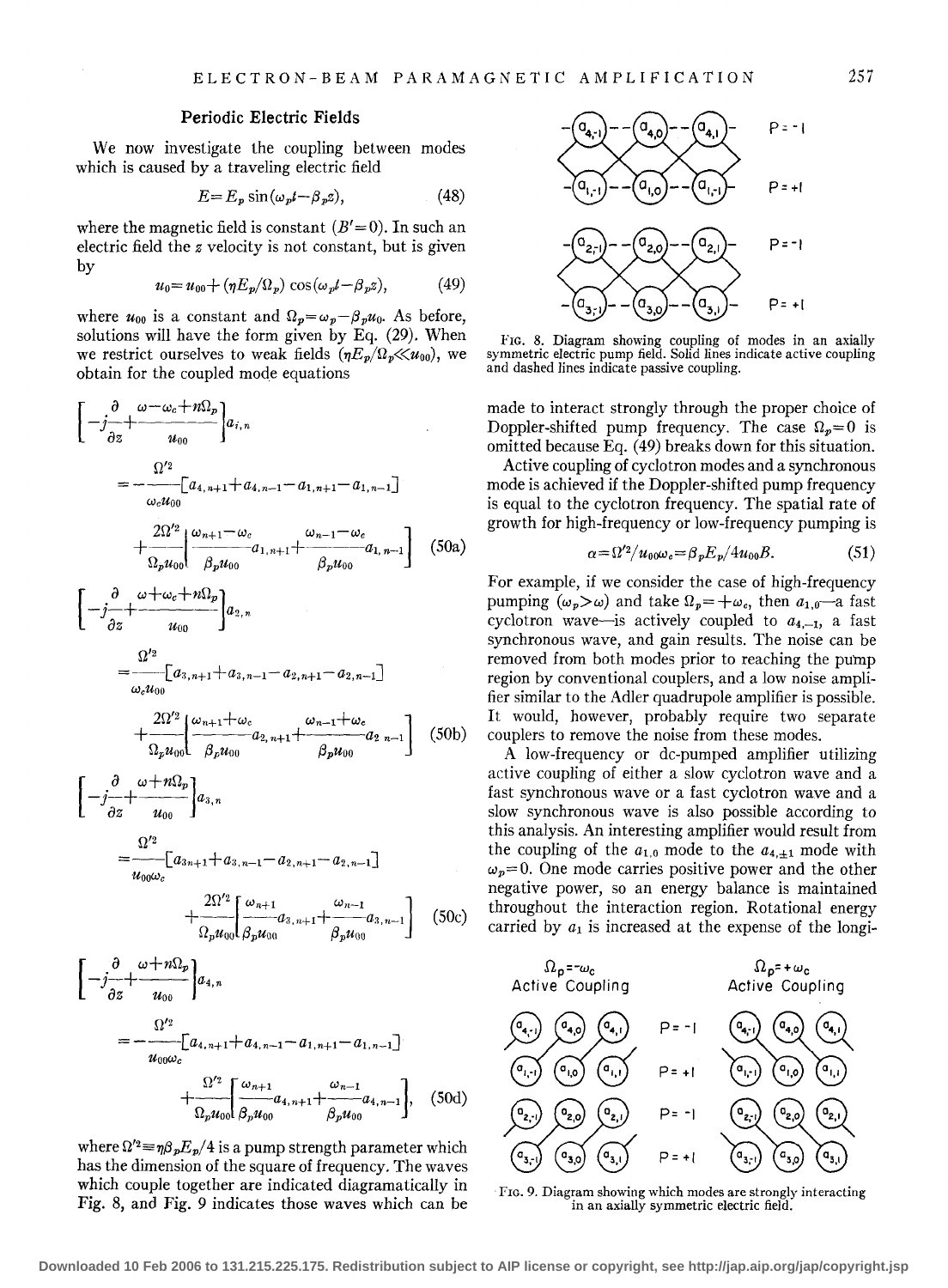### Periodic Electric Fields

We now investigate the coupling between modes which is caused by a traveling electric field

$$E=E_p \sin(\omega_p t-\beta_p z), \tag{48}$$

where the magnetic field is constant ($B'=0$). In such an electric field the $z$ velocity is not constant, but is given by

$$u_0=u_{00}+(\eta E_p/\Omega_p)\cos(\omega_p t-\beta_p z), \tag{49}$$

where $u_{00}$ is a constant and $\Omega_p=\omega_p-\beta_p u_0$. As before, solutions will have the form given by Eq. (29). When we restrict ourselves to weak fields ($\eta E_p/\Omega_p \ll u_{00}$), we obtain for the coupled mode equations

$$\left[-j\frac{\partial}{\partial z}+\frac{\omega-\omega_c+n\Omega_p}{u_{00}}\right]a_{1,n} = -\frac{\Omega'^2}{\omega_c u_{00}}\left[a_{4,n+1}+a_{4,n-1}-a_{1,n+1}-a_{1,n-1}\right] + \frac{2\Omega'^2}{\Omega_p u_{00}}\left[\frac{\omega_{n+1}-\omega_c}{\beta_p u_{00}}a_{1,n+1}+\frac{\omega_{n-1}-\omega_c}{\beta_p u_{00}}a_{1,n-1}\right] \tag{50a}$$

$$\left[-j\frac{\partial}{\partial z}+\frac{\omega+\omega_c+n\Omega_p}{u_{00}}\right]a_{2,n} = \frac{\Omega'^2}{\omega_c u_{00}}\left[a_{3,n+1}+a_{3,n-1}-a_{2,n+1}-a_{2,n-1}\right] + \frac{2\Omega'^2}{\Omega_p u_{00}}\left[\frac{\omega_{n+1}+\omega_c}{\beta_p u_{00}}a_{2,n+1}+\frac{\omega_{n-1}+\omega_c}{\beta_p u_{00}}a_{2,n-1}\right] \tag{50b}$$

$$\left[-j\frac{\partial}{\partial z}+\frac{\omega+n\Omega_p}{u_{00}}\right]a_{3,n} = \frac{\Omega'^2}{u_{00}\omega_c}\left[a_{3,n+1}+a_{3,n-1}-a_{2,n+1}-a_{2,n-1}\right] + \frac{2\Omega'^2}{\Omega_p u_{00}}\left[\frac{\omega_{n+1}}{\beta_p u_{00}}a_{3,n+1}+\frac{\omega_{n-1}}{\beta_p u_{00}}a_{3,n-1}\right] \tag{50c}$$

$$\left[-j\frac{\partial}{\partial z}+\frac{\omega+n\Omega_p}{u_{00}}\right]a_{4,n} = -\frac{\Omega'^2}{u_{00}\omega_c}\left[a_{4,n+1}+a_{4,n-1}-a_{1,n+1}-a_{1,n-1}\right] + \frac{\Omega'^2}{\Omega_p u_{00}}\left[\frac{\omega_{n+1}}{\beta_p u_{00}}a_{4,n+1}+\frac{\omega_{n-1}}{\beta_p u_{00}}a_{4,n-1}\right], \tag{50d}$$

where $\Omega'^2 \equiv \eta\beta_p E_p/4$ is a pump strength parameter which has the dimension of the square of frequency. The waves which couple together are indicated diagramatically in Fig. 8, and Fig. 9 indicates those waves which can be made to interact strongly through the proper choice of Doppler-shifted pump frequency. The case $\Omega_p=0$ is omitted because Eq. (49) breaks down for this situation.

FIG. 8. Diagram showing coupling of modes in an axially symmetric electric pump field. Solid lines indicate active coupling and dashed lines indicate passive coupling.

Active coupling of cyclotron modes and a synchronous mode is achieved if the Doppler-shifted pump frequency is equal to the cyclotron frequency. The spatial rate of growth for high-frequency or low-frequency pumping is

$$\alpha=\Omega'^2/u_{00}\omega_c=\beta_p E_p/4u_{00}B. \tag{51}$$

For example, if we consider the case of high-frequency pumping ($\omega_p>\omega$) and take $\Omega_p=+\omega_c$, then $a_{1,0}$—a fast cyclotron wave—is actively coupled to $a_{4,-1}$, a fast synchronous wave, and gain results. The noise can be removed from both modes prior to reaching the pump region by conventional couplers, and a low noise amplifier similar to the Adler quadrupole amplifier is possible. It would, however, probably require two separate couplers to remove the noise from these modes.

A low-frequency or dc-pumped amplifier utilizing active coupling of either a slow cyclotron wave and a fast synchronous wave or a fast cyclotron wave and a slow synchronous wave is also possible according to this analysis. An interesting amplifier would result from the coupling of the $a_{1,0}$ mode to the $a_{4,\pm 1}$ mode with $\omega_p=0$. One mode carries positive power and the other negative power, so an energy balance is maintained throughout the interaction region. Rotational energy carried by $a_1$ is increased at the expense of the longi-

FIG. 9. Diagram showing which modes are strongly interacting in an axially symmetric electric field.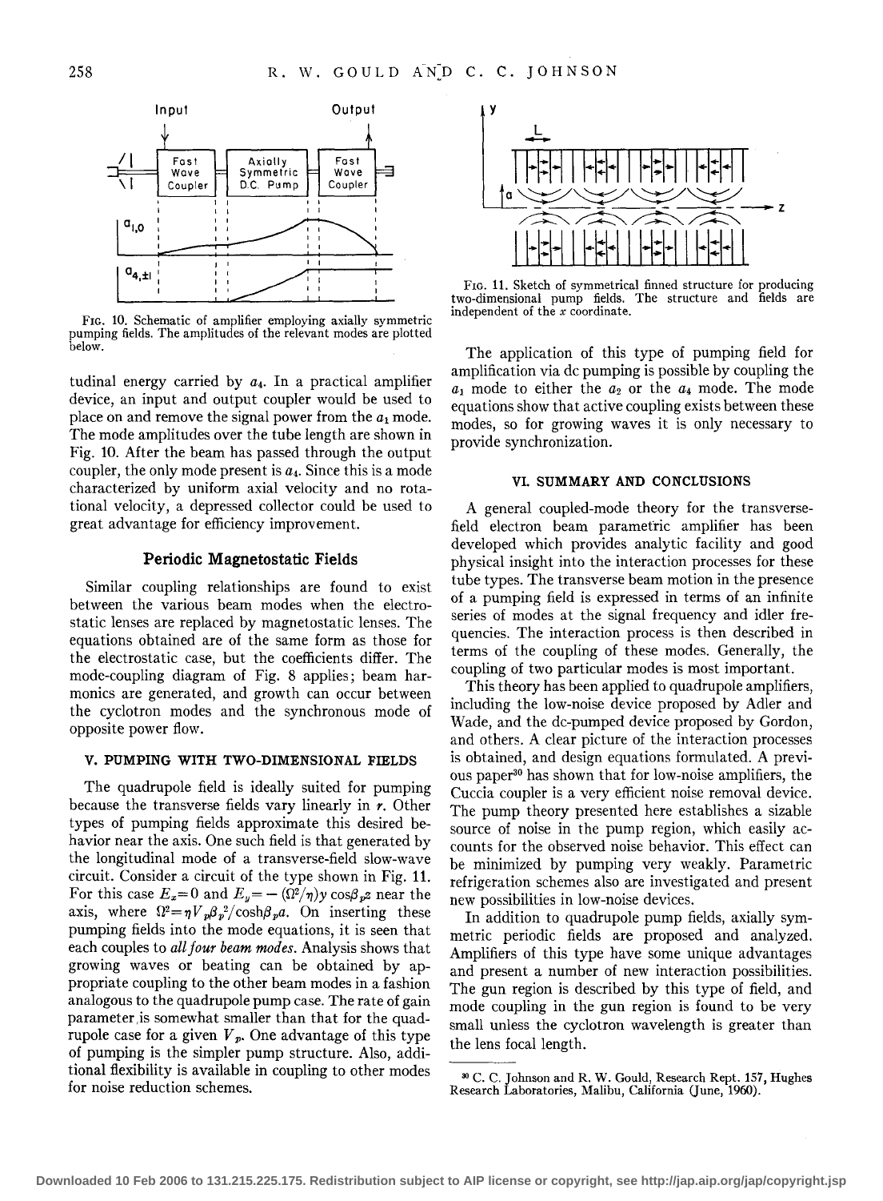Input

Output

Fast Wave Coupler

Axially Symmetric D.C. Pump

Fast Wave Coupler

$a_{1,0}$

$a_{4,\pm 1}$

FIG. 10. Schematic of amplifier employing axially symmetric pumping fields. The amplitudes of the relevant modes are plotted below.

y

L

a

z

FIG. 11. Sketch of symmetrical finned structure for producing two-dimensional pump fields. The structure and fields are independent of the $x$ coordinate.

tudinal energy carried by $a_4$. In a practical amplifier device, an input and output coupler would be used to place on and remove the signal power from the $a_1$ mode. The mode amplitudes over the tube length are shown in Fig. 10. After the beam has passed through the output coupler, the only mode present is $a_4$. Since this is a mode characterized by uniform axial velocity and no rotational velocity, a depressed collector could be used to great advantage for efficiency improvement.

### Periodic Magnetostatic Fields

Similar coupling relationships are found to exist between the various beam modes when the electrostatic lenses are replaced by magnetostatic lenses. The equations obtained are of the same form as those for the electrostatic case, but the coefficients differ. The mode-coupling diagram of Fig. 8 applies; beam harmonics are generated, and growth can occur between the cyclotron modes and the synchronous mode of opposite power flow.

## V. PUMPING WITH TWO-DIMENSIONAL FIELDS

The quadrupole field is ideally suited for pumping because the transverse fields vary linearly in $r$. Other types of pumping fields approximate this desired behavior near the axis. One such field is that generated by the longitudinal mode of a transverse-field slow-wave circuit. Consider a circuit of the type shown in Fig. 11. For this case $E_x=0$ and $E_y=-(\Omega^2/\eta)y\cos\beta_p z$ near the axis, where $\Omega^2=\eta V_p\beta_p^2/\cosh\beta_p a$. On inserting these pumping fields into the mode equations, it is seen that each couples to *all four beam modes*. Analysis shows that growing waves or beating can be obtained by appropriate coupling to the other beam modes in a fashion analogous to the quadrupole pump case. The rate of gain parameter is somewhat smaller than that for the quadrupole case for a given $V_p$. One advantage of this type of pumping is the simpler pump structure. Also, additional flexibility is available in coupling to other modes for noise reduction schemes.

The application of this type of pumping field for amplification via dc pumping is possible by coupling the $a_1$ mode to either the $a_2$ or the $a_4$ mode. The mode equations show that active coupling exists between these modes, so for growing waves it is only necessary to provide synchronization.

## VI. SUMMARY AND CONCLUSIONS

A general coupled-mode theory for the transverse-field electron beam parametric amplifier has been developed which provides analytic facility and good physical insight into the interaction processes for these tube types. The transverse beam motion in the presence of a pumping field is expressed in terms of an infinite series of modes at the signal frequency and idler frequencies. The interaction process is then described in terms of the coupling of these modes. Generally, the coupling of two particular modes is most important.

This theory has been applied to quadrupole amplifiers, including the low-noise device proposed by Adler and Wade, and the dc-pumped device proposed by Gordon, and others. A clear picture of the interaction processes is obtained, and design equations formulated. A previous paper[30] has shown that for low-noise amplifiers, the Cuccia coupler is a very efficient noise removal device. The pump theory presented here establishes a sizable source of noise in the pump region, which easily accounts for the observed noise behavior. This effect can be minimized by pumping very weakly. Parametric refrigeration schemes also are investigated and present new possibilities in low-noise devices.

In addition to quadrupole pump fields, axially symmetric periodic fields are proposed and analyzed. Amplifiers of this type have some unique advantages and present a number of new interaction possibilities. The gun region is described by this type of field, and mode coupling in the gun region is found to be very small unless the cyclotron wavelength is greater than the lens focal length.

[30] C. C. Johnson and R. W. Gould, Research Rept. 157, Hughes Research Laboratories, Malibu, California (June, 1960).